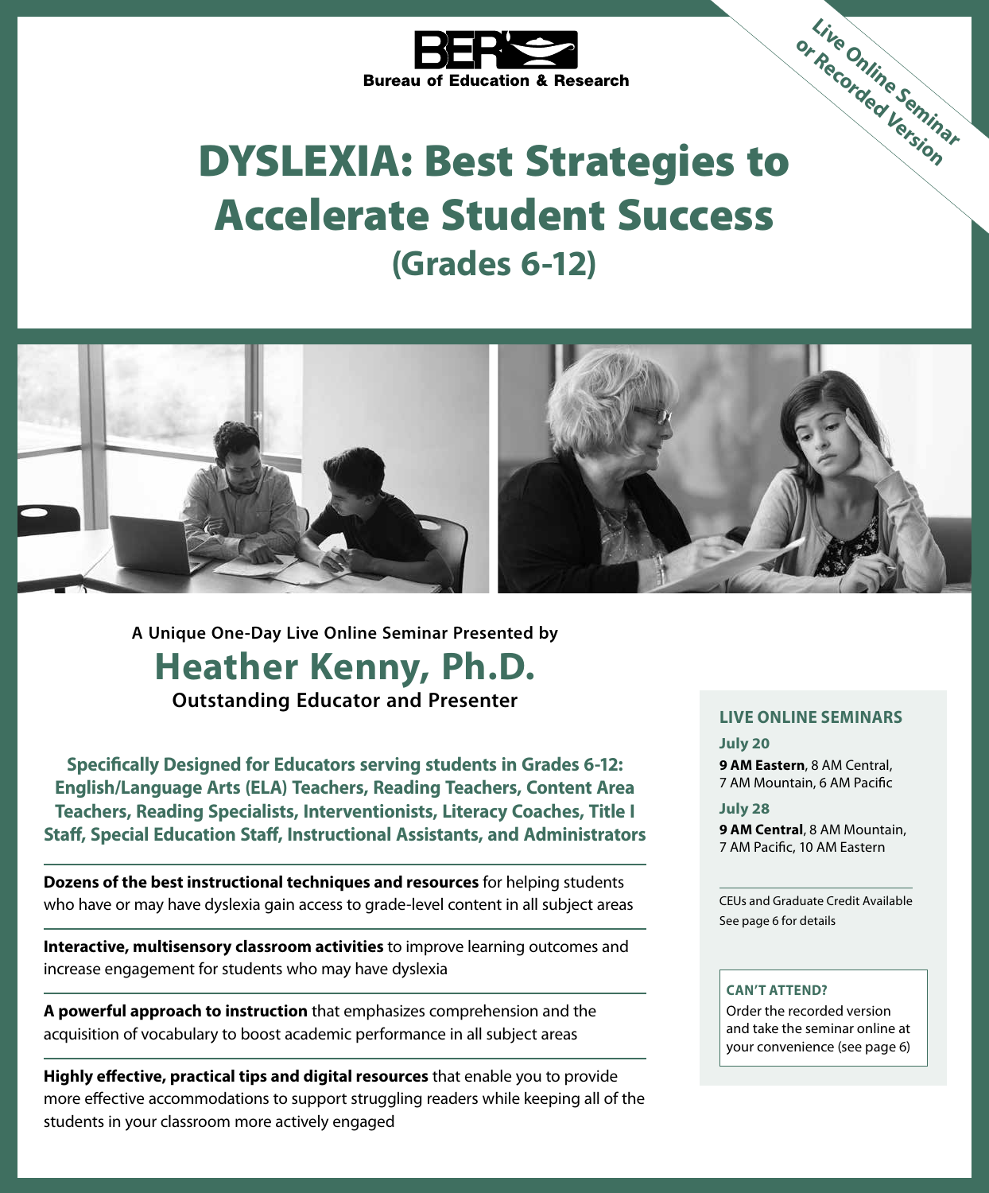BER Bureau of Education & Research

**Live Online Seminar or Recorded Version**

# DYSLEXIA: Best Strategies to Accelerate Student Success

## (Grades 6-12)

**A Unique One-Day Live Online Seminar Presented by**

## Heather Kenny, Ph.D.

**Outstanding Educator and Presenter**

**Specifically Designed for Educators serving students in Grades 6-12: English/Language Arts (ELA) Teachers, Reading Teachers, Content Area Teachers, Reading Specialists, Interventionists, Literacy Coaches, Title I Staff, Special Education Staff, Instructional Assistants, and Administrators**

---

**Dozens of the best instructional techniques and resources** for helping students who have or may have dyslexia gain access to grade-level content in all subject areas

---

**Interactive, multisensory classroom activities** to improve learning outcomes and increase engagement for students who may have dyslexia

---

**A powerful approach to instruction** that emphasizes comprehension and the acquisition of vocabulary to boost academic performance in all subject areas

---

**Highly effective, practical tips and digital resources** that enable you to provide more effective accommodations to support struggling readers while keeping all of the students in your classroom more actively engaged

---

### LIVE ONLINE SEMINARS

**July 20**
**9 AM Eastern**, 8 AM Central, 7 AM Mountain, 6 AM Pacific

**July 28**
**9 AM Central**, 8 AM Mountain, 7 AM Pacific, 10 AM Eastern

CEUs and Graduate Credit Available
See page 6 for details

**CAN'T ATTEND?**
Order the recorded version and take the seminar online at your convenience (see page 6)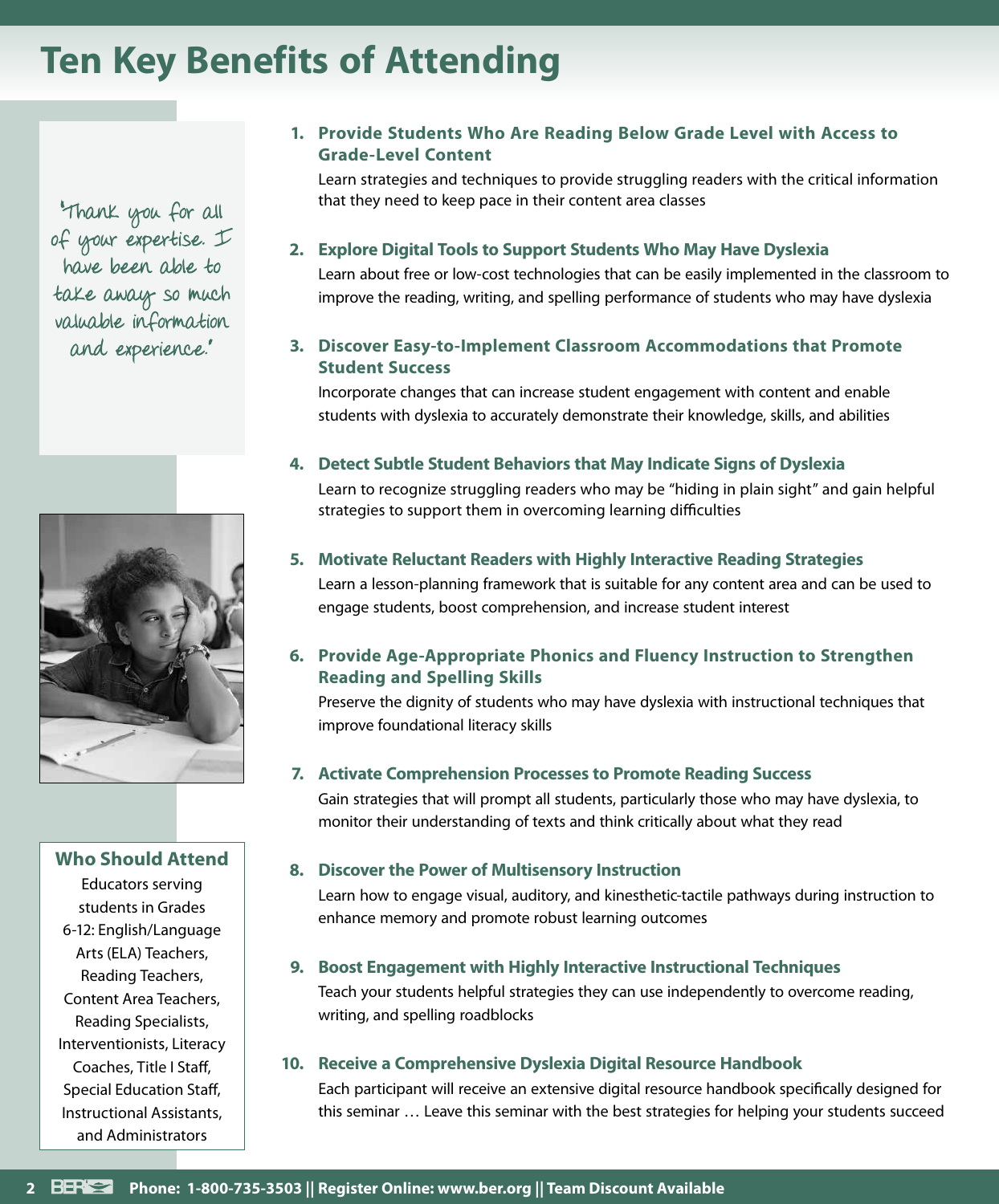# Ten Key Benefits of Attending

"Thank you for all of your expertise. I have been able to take away so much valuable information and experience."

### Who Should Attend

Educators serving students in Grades 6-12: English/Language Arts (ELA) Teachers, Reading Teachers, Content Area Teachers, Reading Specialists, Interventionists, Literacy Coaches, Title I Staff, Special Education Staff, Instructional Assistants, and Administrators

1. **Provide Students Who Are Reading Below Grade Level with Access to Grade-Level Content**
   Learn strategies and techniques to provide struggling readers with the critical information that they need to keep pace in their content area classes

2. **Explore Digital Tools to Support Students Who May Have Dyslexia**
   Learn about free or low-cost technologies that can be easily implemented in the classroom to improve the reading, writing, and spelling performance of students who may have dyslexia

3. **Discover Easy-to-Implement Classroom Accommodations that Promote Student Success**
   Incorporate changes that can increase student engagement with content and enable students with dyslexia to accurately demonstrate their knowledge, skills, and abilities

4. **Detect Subtle Student Behaviors that May Indicate Signs of Dyslexia**
   Learn to recognize struggling readers who may be "hiding in plain sight" and gain helpful strategies to support them in overcoming learning difficulties

5. **Motivate Reluctant Readers with Highly Interactive Reading Strategies**
   Learn a lesson-planning framework that is suitable for any content area and can be used to engage students, boost comprehension, and increase student interest

6. **Provide Age-Appropriate Phonics and Fluency Instruction to Strengthen Reading and Spelling Skills**
   Preserve the dignity of students who may have dyslexia with instructional techniques that improve foundational literacy skills

7. **Activate Comprehension Processes to Promote Reading Success**
   Gain strategies that will prompt all students, particularly those who may have dyslexia, to monitor their understanding of texts and think critically about what they read

8. **Discover the Power of Multisensory Instruction**
   Learn how to engage visual, auditory, and kinesthetic-tactile pathways during instruction to enhance memory and promote robust learning outcomes

9. **Boost Engagement with Highly Interactive Instructional Techniques**
   Teach your students helpful strategies they can use independently to overcome reading, writing, and spelling roadblocks

10. **Receive a Comprehensive Dyslexia Digital Resource Handbook**
    Each participant will receive an extensive digital resource handbook specifically designed for this seminar … Leave this seminar with the best strategies for helping your students succeed

**Phone: 1-800-735-3503 || Register Online: www.ber.org || Team Discount Available**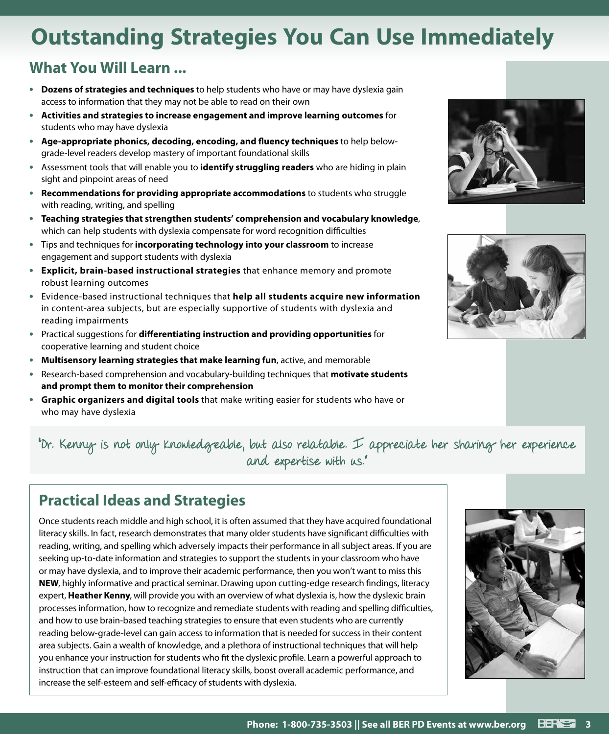# Outstanding Strategies You Can Use Immediately

## What You Will Learn ...

- **Dozens of strategies and techniques** to help students who have or may have dyslexia gain access to information that they may not be able to read on their own
- **Activities and strategies to increase engagement and improve learning outcomes** for students who may have dyslexia
- **Age-appropriate phonics, decoding, encoding, and fluency techniques** to help below-grade-level readers develop mastery of important foundational skills
- Assessment tools that will enable you to **identify struggling readers** who are hiding in plain sight and pinpoint areas of need
- **Recommendations for providing appropriate accommodations** to students who struggle with reading, writing, and spelling
- **Teaching strategies that strengthen students' comprehension and vocabulary knowledge**, which can help students with dyslexia compensate for word recognition difficulties
- Tips and techniques for **incorporating technology into your classroom** to increase engagement and support students with dyslexia
- **Explicit, brain-based instructional strategies** that enhance memory and promote robust learning outcomes
- Evidence-based instructional techniques that **help all students acquire new information** in content-area subjects, but are especially supportive of students with dyslexia and reading impairments
- Practical suggestions for **differentiating instruction and providing opportunities** for cooperative learning and student choice
- **Multisensory learning strategies that make learning fun**, active, and memorable
- Research-based comprehension and vocabulary-building techniques that **motivate students and prompt them to monitor their comprehension**
- **Graphic organizers and digital tools** that make writing easier for students who have or who may have dyslexia

"Dr. Kenny is not only knowledgeable, but also relatable. I appreciate her sharing her experience and expertise with us."

## Practical Ideas and Strategies

Once students reach middle and high school, it is often assumed that they have acquired foundational literacy skills. In fact, research demonstrates that many older students have significant difficulties with reading, writing, and spelling which adversely impacts their performance in all subject areas. If you are seeking up-to-date information and strategies to support the students in your classroom who have or may have dyslexia, and to improve their academic performance, then you won't want to miss this **NEW**, highly informative and practical seminar. Drawing upon cutting-edge research findings, literacy expert, **Heather Kenny**, will provide you with an overview of what dyslexia is, how the dyslexic brain processes information, how to recognize and remediate students with reading and spelling difficulties, and how to use brain-based teaching strategies to ensure that even students who are currently reading below-grade-level can gain access to information that is needed for success in their content area subjects. Gain a wealth of knowledge, and a plethora of instructional techniques that will help you enhance your instruction for students who fit the dyslexic profile. Learn a powerful approach to instruction that can improve foundational literacy skills, boost overall academic performance, and increase the self-esteem and self-efficacy of students with dyslexia.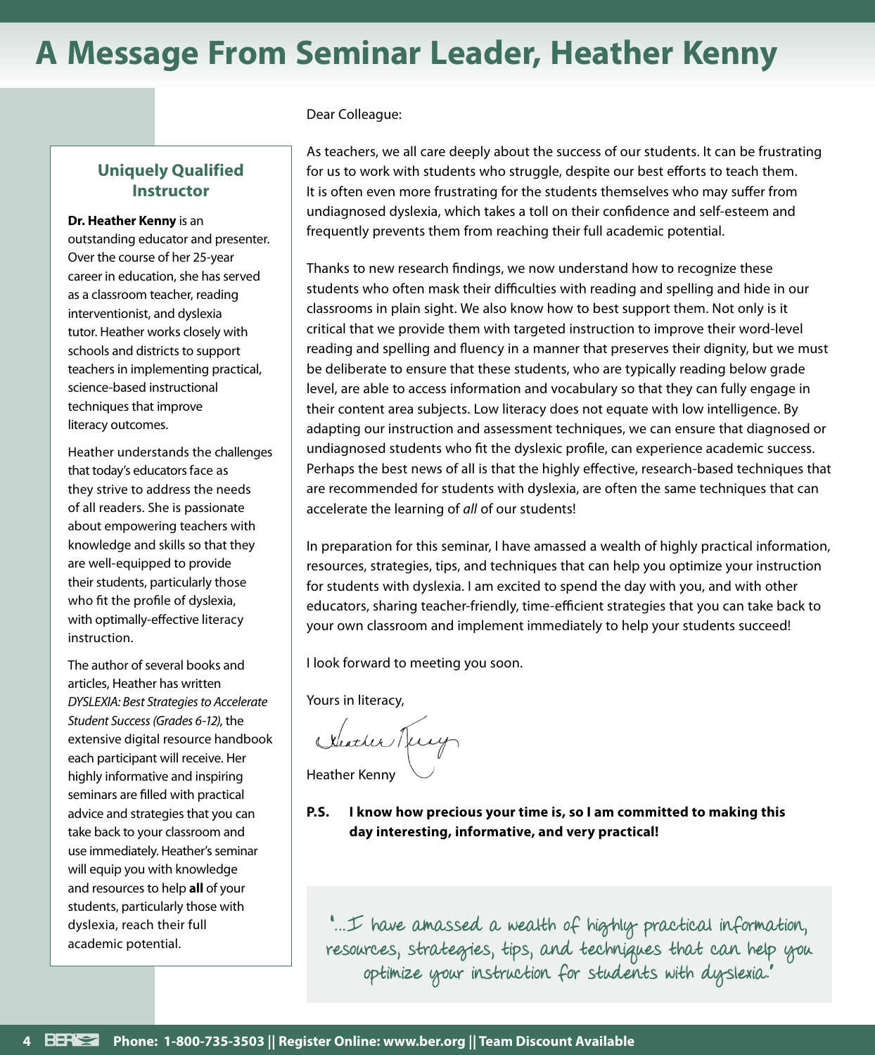# A Message From Seminar Leader, Heather Kenny

Dear Colleague:

As teachers, we all care deeply about the success of our students. It can be frustrating for us to work with students who struggle, despite our best efforts to teach them. It is often even more frustrating for the students themselves who may suffer from undiagnosed dyslexia, which takes a toll on their confidence and self-esteem and frequently prevents them from reaching their full academic potential.

Thanks to new research findings, we now understand how to recognize these students who often mask their difficulties with reading and spelling and hide in our classrooms in plain sight. We also know how to best support them. Not only is it critical that we provide them with targeted instruction to improve their word-level reading and spelling and fluency in a manner that preserves their dignity, but we must be deliberate to ensure that these students, who are typically reading below grade level, are able to access information and vocabulary so that they can fully engage in their content area subjects. Low literacy does not equate with low intelligence. By adapting our instruction and assessment techniques, we can ensure that diagnosed or undiagnosed students who fit the dyslexic profile, can experience academic success. Perhaps the best news of all is that the highly effective, research-based techniques that are recommended for students with dyslexia, are often the same techniques that can accelerate the learning of *all* of our students!

In preparation for this seminar, I have amassed a wealth of highly practical information, resources, strategies, tips, and techniques that can help you optimize your instruction for students with dyslexia. I am excited to spend the day with you, and with other educators, sharing teacher-friendly, time-efficient strategies that you can take back to your own classroom and implement immediately to help your students succeed!

I look forward to meeting you soon.

Yours in literacy,

Heather Kenny

**P.S. I know how precious your time is, so I am committed to making this day interesting, informative, and very practical!**

"...I have amassed a wealth of highly practical information, resources, strategies, tips, and techniques that can help you optimize your instruction for students with dyslexia."

### Uniquely Qualified Instructor

**Dr. Heather Kenny** is an outstanding educator and presenter. Over the course of her 25-year career in education, she has served as a classroom teacher, reading interventionist, and dyslexia tutor. Heather works closely with schools and districts to support teachers in implementing practical, science-based instructional techniques that improve literacy outcomes.

Heather understands the challenges that today's educators face as they strive to address the needs of all readers. She is passionate about empowering teachers with knowledge and skills so that they are well-equipped to provide their students, particularly those who fit the profile of dyslexia, with optimally-effective literacy instruction.

The author of several books and articles, Heather has written *DYSLEXIA: Best Strategies to Accelerate Student Success (Grades 6-12)*, the extensive digital resource handbook each participant will receive. Her highly informative and inspiring seminars are filled with practical advice and strategies that you can take back to your classroom and use immediately. Heather's seminar will equip you with knowledge and resources to help **all** of your students, particularly those with dyslexia, reach their full academic potential.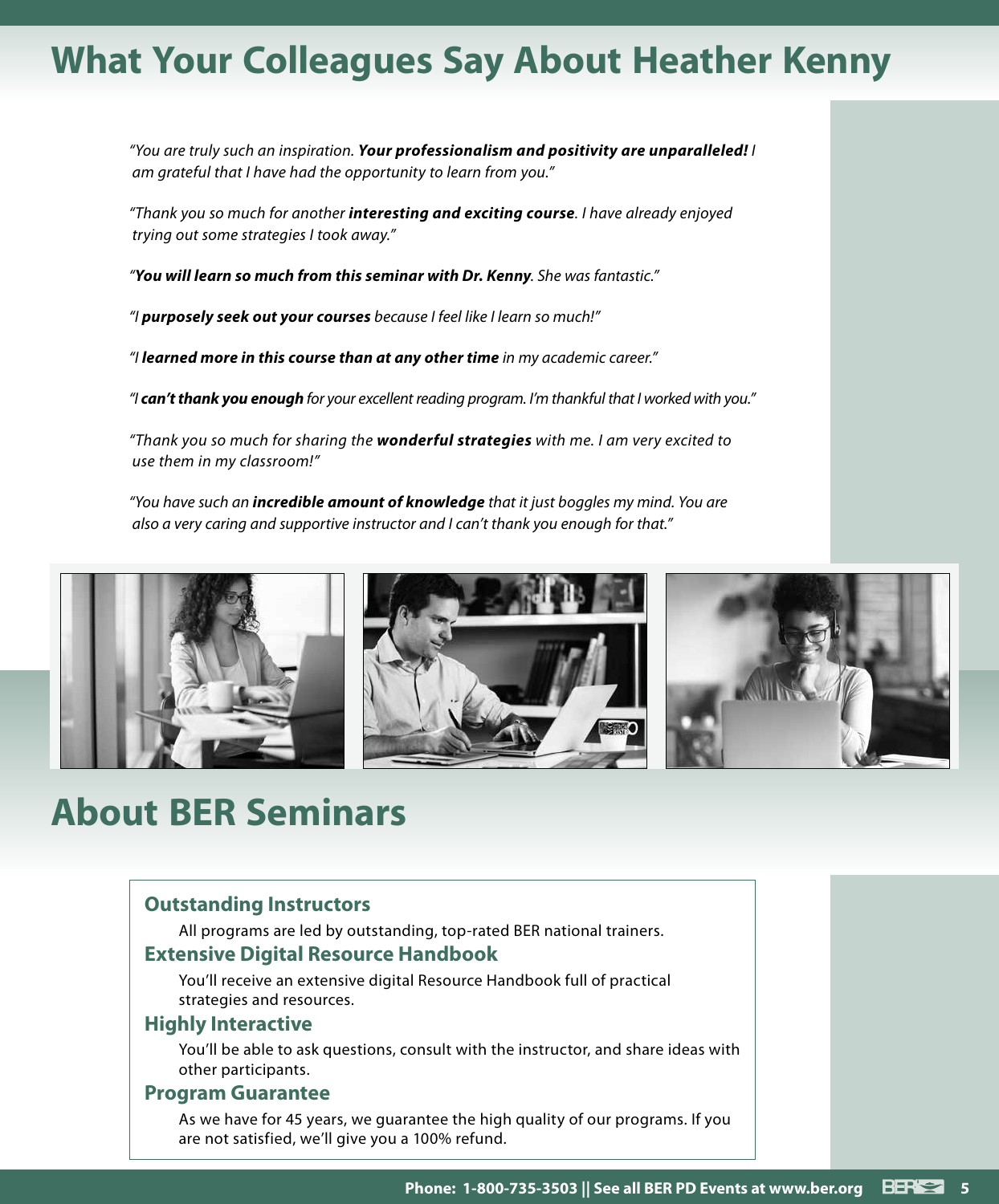# What Your Colleagues Say About Heather Kenny

*"You are truly such an inspiration. **Your professionalism and positivity are unparalleled!** I am grateful that I have had the opportunity to learn from you."*

*"Thank you so much for another **interesting and exciting course**. I have already enjoyed trying out some strategies I took away."*

*"**You will learn so much from this seminar with Dr. Kenny**. She was fantastic."*

*"I **purposely seek out your courses** because I feel like I learn so much!"*

*"I **learned more in this course than at any other time** in my academic career."*

*"I **can't thank you enough** for your excellent reading program. I'm thankful that I worked with you."*

*"Thank you so much for sharing the **wonderful strategies** with me. I am very excited to use them in my classroom!"*

*"You have such an **incredible amount of knowledge** that it just boggles my mind. You are also a very caring and supportive instructor and I can't thank you enough for that."*

# About BER Seminars

### Outstanding Instructors

All programs are led by outstanding, top-rated BER national trainers.

### Extensive Digital Resource Handbook

You'll receive an extensive digital Resource Handbook full of practical strategies and resources.

### Highly Interactive

You'll be able to ask questions, consult with the instructor, and share ideas with other participants.

### Program Guarantee

As we have for 45 years, we guarantee the high quality of our programs. If you are not satisfied, we'll give you a 100% refund.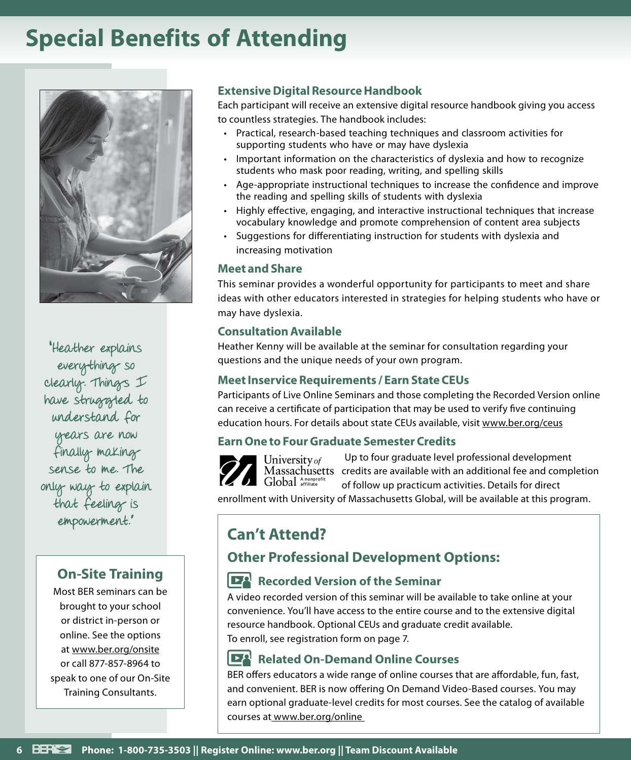# Special Benefits of Attending

"Heather explains everything so clearly. Things I have struggled to understand for years are now finally making sense to me. The only way to explain that feeling is empowerment."

## On-Site Training

Most BER seminars can be brought to your school or district in-person or online. See the options at www.ber.org/onsite or call 877-857-8964 to speak to one of our On-Site Training Consultants.

### Extensive Digital Resource Handbook

Each participant will receive an extensive digital resource handbook giving you access to countless strategies. The handbook includes:

- Practical, research-based teaching techniques and classroom activities for supporting students who have or may have dyslexia
- Important information on the characteristics of dyslexia and how to recognize students who mask poor reading, writing, and spelling skills
- Age-appropriate instructional techniques to increase the confidence and improve the reading and spelling skills of students with dyslexia
- Highly effective, engaging, and interactive instructional techniques that increase vocabulary knowledge and promote comprehension of content area subjects
- Suggestions for differentiating instruction for students with dyslexia and increasing motivation

### Meet and Share

This seminar provides a wonderful opportunity for participants to meet and share ideas with other educators interested in strategies for helping students who have or may have dyslexia.

### Consultation Available

Heather Kenny will be available at the seminar for consultation regarding your questions and the unique needs of your own program.

### Meet Inservice Requirements / Earn State CEUs

Participants of Live Online Seminars and those completing the Recorded Version online can receive a certificate of participation that may be used to verify five continuing education hours. For details about state CEUs available, visit www.ber.org/ceus

### Earn One to Four Graduate Semester Credits

University of Massachusetts Global — A nonprofit affiliate

Up to four graduate level professional development credits are available with an additional fee and completion of follow up practicum activities. Details for direct enrollment with University of Massachusetts Global, will be available at this program.

## Can't Attend?

### Other Professional Development Options:

#### Recorded Version of the Seminar

A video recorded version of this seminar will be available to take online at your convenience. You'll have access to the entire course and to the extensive digital resource handbook. Optional CEUs and graduate credit available.
To enroll, see registration form on page 7.

#### Related On-Demand Online Courses

BER offers educators a wide range of online courses that are affordable, fun, fast, and convenient. BER is now offering On Demand Video-Based courses. You may earn optional graduate-level credits for most courses. See the catalog of available courses at www.ber.org/online

Phone: 1-800-735-3503 || Register Online: www.ber.org || Team Discount Available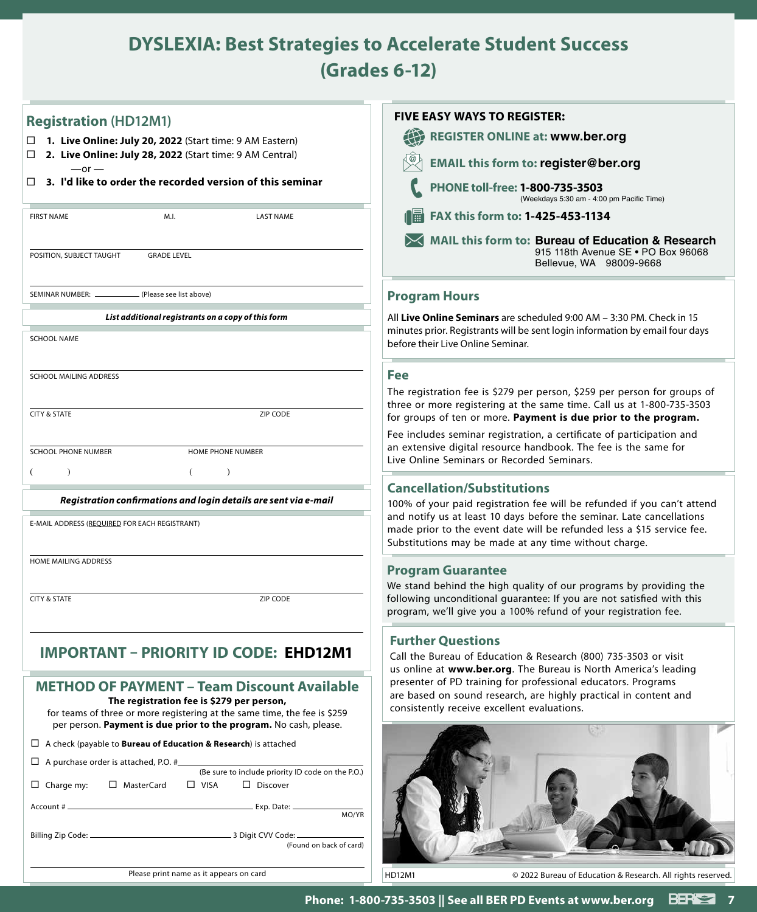# DYSLEXIA: Best Strategies to Accelerate Student Success (Grades 6-12)

## Registration (HD12M1)

- ☐ **1. Live Online: July 20, 2022** (Start time: 9 AM Eastern)
- ☐ **2. Live Online: July 28, 2022** (Start time: 9 AM Central)

—or —

- ☐ **3. I'd like to order the recorded version of this seminar**

FIRST NAME M.I. LAST NAME

POSITION, SUBJECT TAUGHT GRADE LEVEL

SEMINAR NUMBER: ________ (Please see list above)

***List additional registrants on a copy of this form***

SCHOOL NAME

SCHOOL MAILING ADDRESS

CITY & STATE ZIP CODE

SCHOOL PHONE NUMBER HOME PHONE NUMBER

( ) ( )

***Registration confirmations and login details are sent via e-mail***

E-MAIL ADDRESS (REQUIRED FOR EACH REGISTRANT)

HOME MAILING ADDRESS

CITY & STATE ZIP CODE

## IMPORTANT – PRIORITY ID CODE: EHD12M1

## METHOD OF PAYMENT – Team Discount Available

**The registration fee is $279 per person,** for teams of three or more registering at the same time, the fee is $259 per person. **Payment is due prior to the program.** No cash, please.

- ☐ A check (payable to **Bureau of Education & Research**) is attached
- ☐ A purchase order is attached, P.O. #________ (Be sure to include priority ID code on the P.O.)
- ☐ Charge my: ☐ MasterCard ☐ VISA ☐ Discover

Account # ________________ Exp. Date: ________ MO/YR

Billing Zip Code: ________________ 3 Digit CVV Code: ________ (Found on back of card)

Please print name as it appears on card

## FIVE EASY WAYS TO REGISTER:

- **REGISTER ONLINE at:** www.ber.org
- **EMAIL this form to:** register@ber.org
- **PHONE toll-free: 1-800-735-3503** (Weekdays 5:30 am - 4:00 pm Pacific Time)
- **FAX this form to: 1-425-453-1134**
- **MAIL this form to: Bureau of Education & Research**
  915 118th Avenue SE • PO Box 96068
  Bellevue, WA 98009-9668

## Program Hours

All **Live Online Seminars** are scheduled 9:00 AM – 3:30 PM. Check in 15 minutes prior. Registrants will be sent login information by email four days before their Live Online Seminar.

## Fee

The registration fee is $279 per person, $259 per person for groups of three or more registering at the same time. Call us at 1-800-735-3503 for groups of ten or more. **Payment is due prior to the program.**

Fee includes seminar registration, a certificate of participation and an extensive digital resource handbook. The fee is the same for Live Online Seminars or Recorded Seminars.

## Cancellation/Substitutions

100% of your paid registration fee will be refunded if you can't attend and notify us at least 10 days before the seminar. Late cancellations made prior to the event date will be refunded less a $15 service fee. Substitutions may be made at any time without charge.

## Program Guarantee

We stand behind the high quality of our programs by providing the following unconditional guarantee: If you are not satisfied with this program, we'll give you a 100% refund of your registration fee.

## Further Questions

Call the Bureau of Education & Research (800) 735-3503 or visit us online at **www.ber.org**. The Bureau is North America's leading presenter of PD training for professional educators. Programs are based on sound research, are highly practical in content and consistently receive excellent evaluations.

HD12M1 © 2022 Bureau of Education & Research. All rights reserved.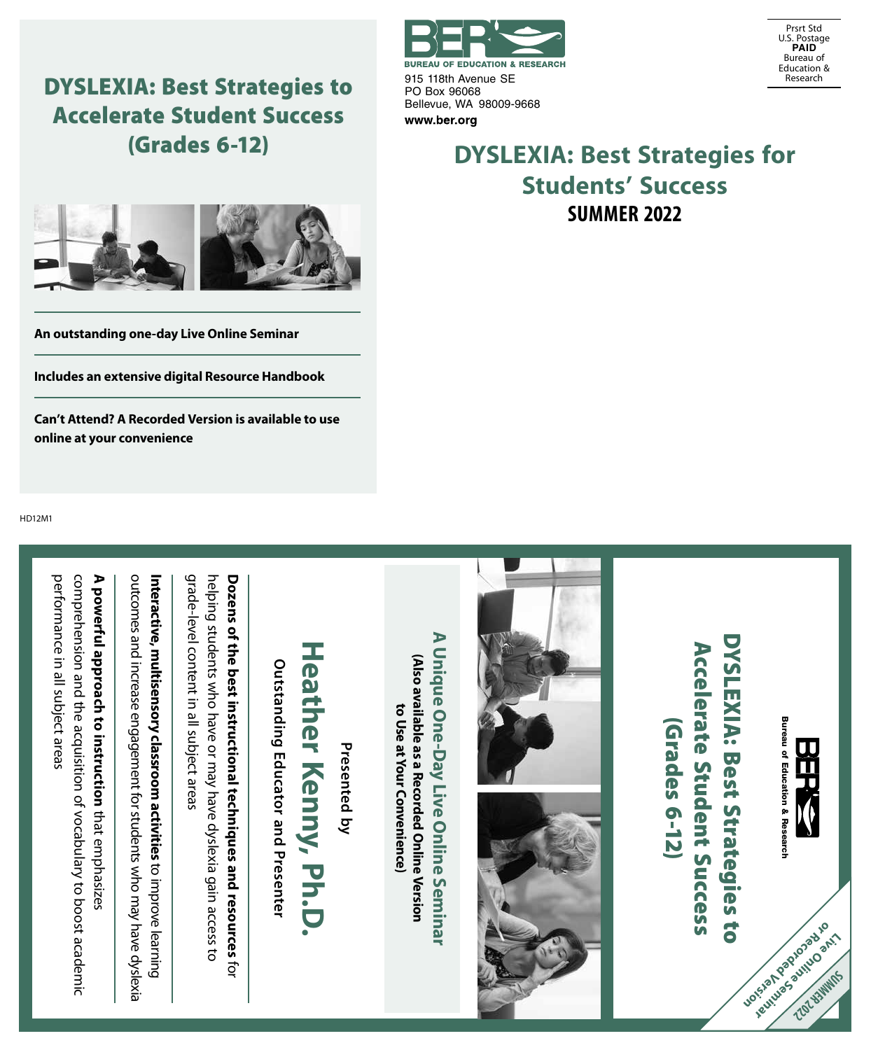# DYSLEXIA: Best Strategies to Accelerate Student Success (Grades 6-12)

**An outstanding one-day Live Online Seminar**

**Includes an extensive digital Resource Handbook**

**Can't Attend? A Recorded Version is available to use online at your convenience**

HD12M1

BER
BUREAU OF EDUCATION & RESEARCH
915 118th Avenue SE
PO Box 96068
Bellevue, WA 98009-9668
**www.ber.org**

Prsrt Std
U.S. Postage
**PAID**
Bureau of Education & Research

## DYSLEXIA: Best Strategies for Students' Success
**SUMMER 2022**

## DYSLEXIA: Best Strategies to Accelerate Student Success (Grades 6-12)

Bureau of Education & Research

SUMMER 2022
Live Online Seminar or Recorded Version

**A Unique One-Day Live Online Seminar**
**(Also available as a Recorded Online Version to Use at Your Convenience)**

Presented by
## Heather Kenny, Ph.D.
**Outstanding Educator and Presenter**

**Dozens of the best instructional techniques and resources** for helping students who have or may have dyslexia gain access to grade-level content in all subject areas

**Interactive, multisensory classroom activities** to improve learning outcomes and increase engagement for students who may have dyslexia

**A powerful approach to instruction** that emphasizes comprehension and the acquisition of vocabulary to boost academic performance in all subject areas